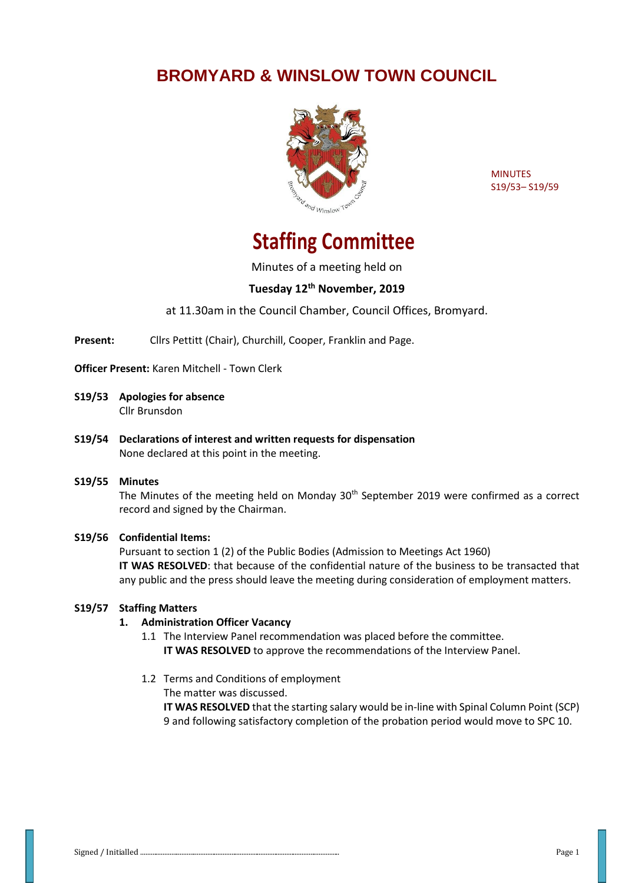# BROMYARD & WINSLOW TOWN COUNCIL

MINUTES
S19/53– S19/59

# Staffing Committee

Minutes of a meeting held on

**Tuesday 12th November, 2019**

at 11.30am in the Council Chamber, Council Offices, Bromyard.

**Present:** Cllrs Pettitt (Chair), Churchill, Cooper, Franklin and Page.

**Officer Present:** Karen Mitchell - Town Clerk

**S19/53 Apologies for absence**
Cllr Brunsdon

**S19/54 Declarations of interest and written requests for dispensation**
None declared at this point in the meeting.

**S19/55 Minutes**
The Minutes of the meeting held on Monday 30th September 2019 were confirmed as a correct record and signed by the Chairman.

**S19/56 Confidential Items:**
Pursuant to section 1 (2) of the Public Bodies (Admission to Meetings Act 1960)
**IT WAS RESOLVED**: that because of the confidential nature of the business to be transacted that any public and the press should leave the meeting during consideration of employment matters.

**S19/57 Staffing Matters**

**1. Administration Officer Vacancy**

1.1 The Interview Panel recommendation was placed before the committee.
**IT WAS RESOLVED** to approve the recommendations of the Interview Panel.

1.2 Terms and Conditions of employment
The matter was discussed.
**IT WAS RESOLVED** that the starting salary would be in-line with Spinal Column Point (SCP) 9 and following satisfactory completion of the probation period would move to SPC 10.

Signed / Initialled ..................................................................................................................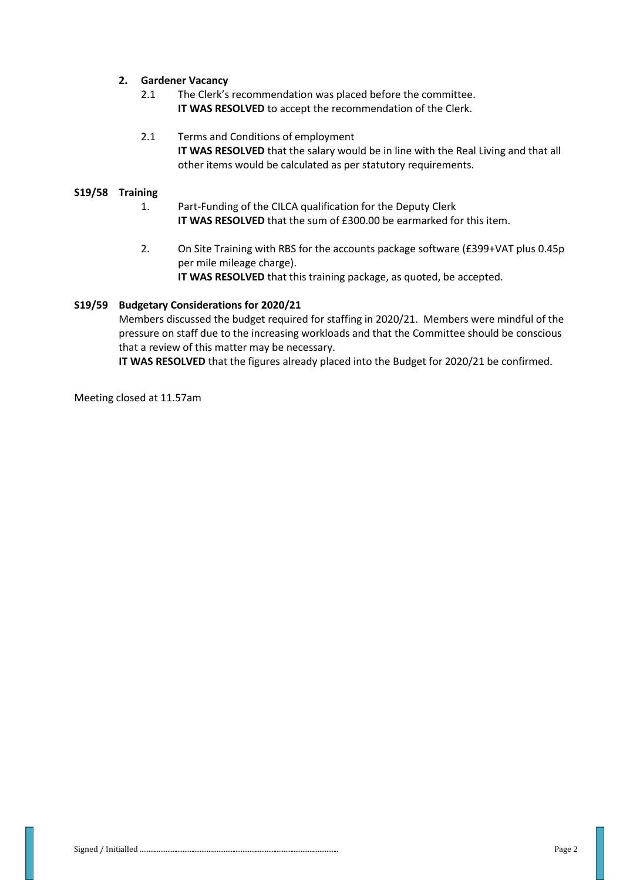2. **Gardener Vacancy**

   2.1 The Clerk's recommendation was placed before the committee.
   **IT WAS RESOLVED** to accept the recommendation of the Clerk.

   2.1 Terms and Conditions of employment
   **IT WAS RESOLVED** that the salary would be in line with the Real Living and that all other items would be calculated as per statutory requirements.

**S19/58 Training**

1. Part-Funding of the CILCA qualification for the Deputy Clerk
   **IT WAS RESOLVED** that the sum of £300.00 be earmarked for this item.

2. On Site Training with RBS for the accounts package software (£399+VAT plus 0.45p per mile mileage charge).
   **IT WAS RESOLVED** that this training package, as quoted, be accepted.

**S19/59 Budgetary Considerations for 2020/21**

Members discussed the budget required for staffing in 2020/21. Members were mindful of the pressure on staff due to the increasing workloads and that the Committee should be conscious that a review of this matter may be necessary.
**IT WAS RESOLVED** that the figures already placed into the Budget for 2020/21 be confirmed.

Meeting closed at 11.57am

Signed / Initialled ...............................................................................................................